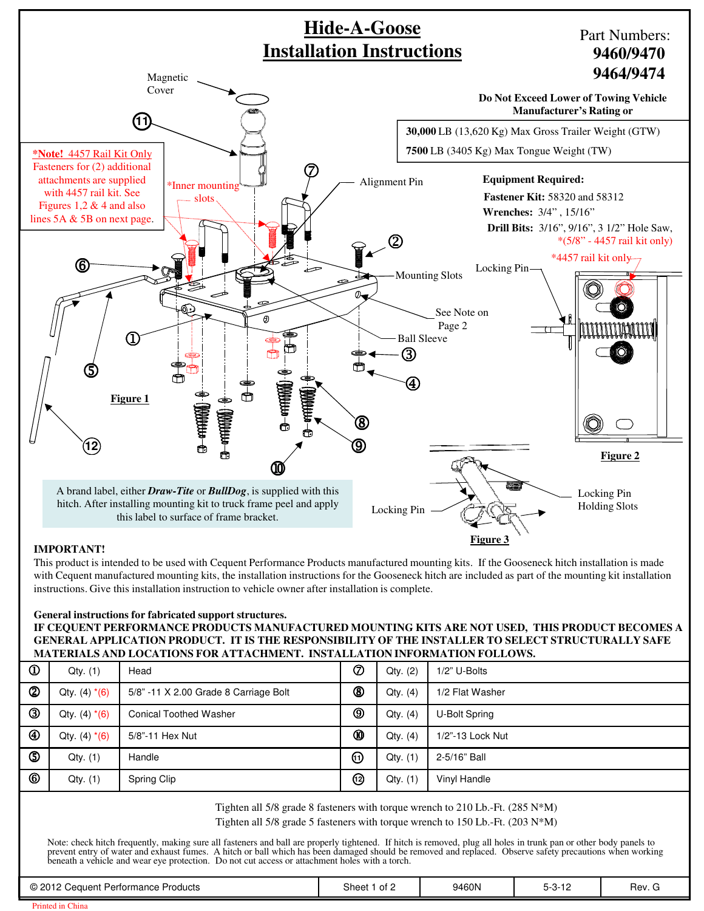# Hide-A-Goose
# Installation Instructions

Part Numbers:
**9460/9470**
**9464/9474**

**Do Not Exceed Lower of Towing Vehicle Manufacturer's Rating or**

| | |
|---|---|
| **30,000** LB (13,620 Kg) Max Gross Trailer Weight (GTW) |
| **7500** LB (3405 Kg) Max Tongue Weight (TW) |

**Equipment Required:**

**Fastener Kit:** 58320 and 58312
**Wrenches:** 3/4" , 15/16"
**Drill Bits:** 3/16", 9/16", 3 1/2" Hole Saw, *(5/8" - 4457 rail kit only)

**\*Note! 4457 Rail Kit Only** Fasteners for (2) additional attachments are supplied with 4457 rail kit. See Figures 1,2 & 4 and also lines 5A & 5B on next page.

Magnetic Cover
*Inner mounting slots
Alignment Pin
Mounting Slots
See Note on Page 2
Ball Sleeve
Locking Pin
*4457 rail kit only

Figure 1

Figure 2

Locking Pin
Locking Pin Holding Slots

Figure 3

A brand label, either ***Draw-Tite*** or ***BullDog***, is supplied with this hitch. After installing mounting kit to truck frame peel and apply this label to surface of frame bracket.

**IMPORTANT!**
This product is intended to be used with Cequent Performance Products manufactured mounting kits. If the Gooseneck hitch installation is made with Cequent manufactured mounting kits, the installation instructions for the Gooseneck hitch are included as part of the mounting kit installation instructions. Give this installation instruction to vehicle owner after installation is complete.

**General instructions for fabricated support structures.**
**IF CEQUENT PERFORMANCE PRODUCTS MANUFACTURED MOUNTING KITS ARE NOT USED, THIS PRODUCT BECOMES A GENERAL APPLICATION PRODUCT. IT IS THE RESPONSIBILITY OF THE INSTALLER TO SELECT STRUCTURALLY SAFE MATERIALS AND LOCATIONS FOR ATTACHMENT. INSTALLATION INFORMATION FOLLOWS.**

| | | | | | |
|---|---|---|---|---|---|
| ① | Qty. (1) | Head | ⑦ | Qty. (2) | 1/2" U-Bolts |
| ② | Qty. (4) *(6) | 5/8" -11 X 2.00 Grade 8 Carriage Bolt | ⑧ | Qty. (4) | 1/2 Flat Washer |
| ③ | Qty. (4) *(6) | Conical Toothed Washer | ⑨ | Qty. (4) | U-Bolt Spring |
| ④ | Qty. (4) *(6) | 5/8"-11 Hex Nut | ⑩ | Qty. (4) | 1/2"-13 Lock Nut |
| ⑤ | Qty. (1) | Handle | ⑪ | Qty. (1) | 2-5/16" Ball |
| ⑥ | Qty. (1) | Spring Clip | ⑫ | Qty. (1) | Vinyl Handle |

Tighten all 5/8 grade 8 fasteners with torque wrench to 210 Lb.-Ft. (285 N*M)
Tighten all 5/8 grade 5 fasteners with torque wrench to 150 Lb.-Ft. (203 N*M)

Note: check hitch frequently, making sure all fasteners and ball are properly tightened. If hitch is removed, plug all holes in trunk pan or other body panels to prevent entry of water and exhaust fumes. A hitch or ball which has been damaged should be removed and replaced. Observe safety precautions when working beneath a vehicle and wear eye protection. Do not cut access or attachment holes with a torch.

| | | | | |
|---|---|---|---|---|
| © 2012 Cequent Performance Products | Sheet 1 of 2 | 9460N | 5-3-12 | Rev. G |

Printed in China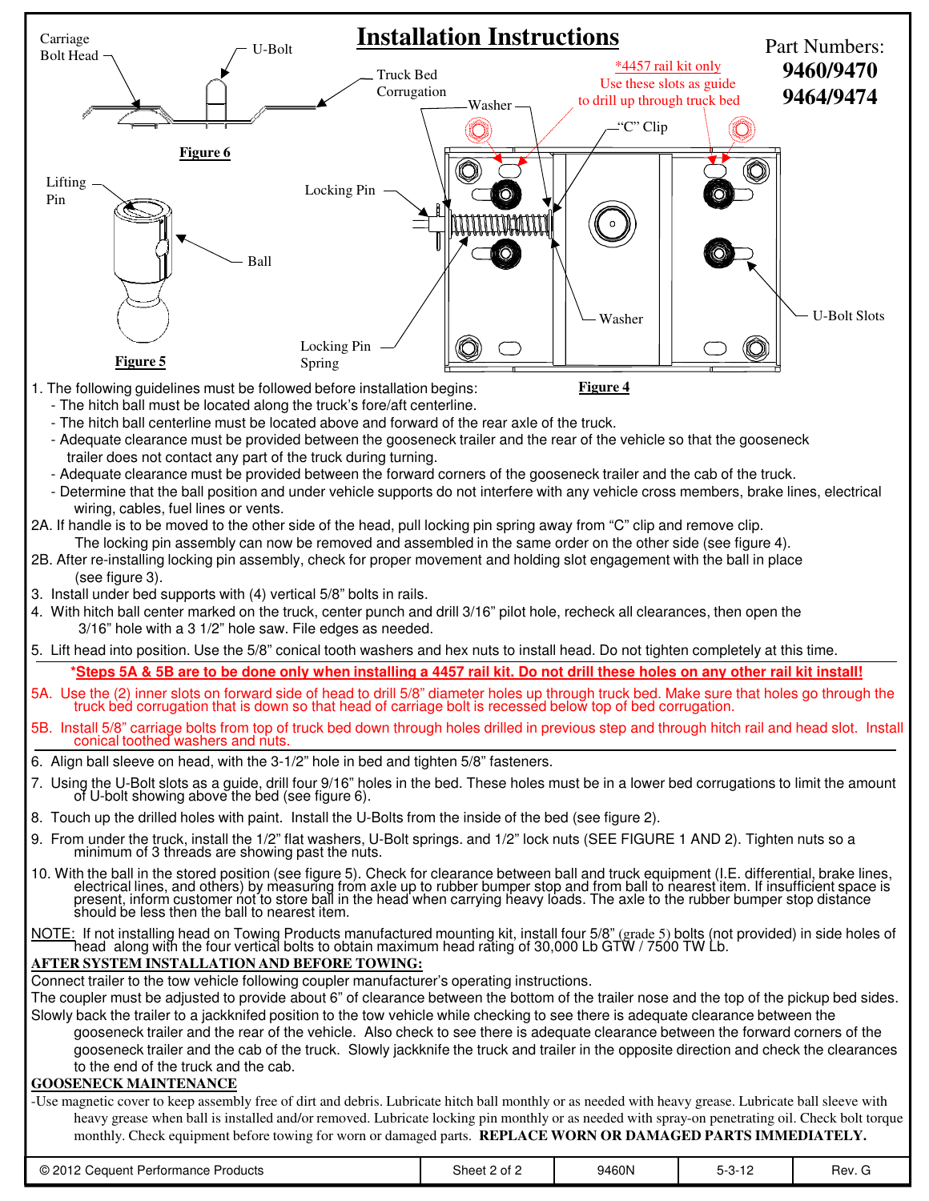# Installation Instructions

Part Numbers:
**9460/9470**
**9464/9474**

Carriage Bolt Head
U-Bolt
Truck Bed Corrugation

**Figure 6**

Lifting Pin
Ball

**Figure 5**

Locking Pin
Locking Pin Spring

*4457 rail kit only
Use these slots as guide to drill up through truck bed

Washer
"C" Clip
Washer
U-Bolt Slots

**Figure 4**

1. The following guidelines must be followed before installation begins:
   - The hitch ball must be located along the truck's fore/aft centerline.
   - The hitch ball centerline must be located above and forward of the rear axle of the truck.
   - Adequate clearance must be provided between the gooseneck trailer and the rear of the vehicle so that the gooseneck trailer does not contact any part of the truck during turning.
   - Adequate clearance must be provided between the forward corners of the gooseneck trailer and the cab of the truck.
   - Determine that the ball position and under vehicle supports do not interfere with any vehicle cross members, brake lines, electrical wiring, cables, fuel lines or vents.

2A. If handle is to be moved to the other side of the head, pull locking pin spring away from "C" clip and remove clip. The locking pin assembly can now be removed and assembled in the same order on the other side (see figure 4).

2B. After re-installing locking pin assembly, check for proper movement and holding slot engagement with the ball in place (see figure 3).

3. Install under bed supports with (4) vertical 5/8" bolts in rails.

4. With hitch ball center marked on the truck, center punch and drill 3/16" pilot hole, recheck all clearances, then open the 3/16" hole with a 3 1/2" hole saw. File edges as needed.

5. Lift head into position. Use the 5/8" conical tooth washers and hex nuts to install head. Do not tighten completely at this time.

***Steps 5A & 5B are to be done only when installing a 4457 rail kit. Do not drill these holes on any other rail kit install!**

5A. Use the (2) inner slots on forward side of head to drill 5/8" diameter holes up through truck bed. Make sure that holes go through the truck bed corrugation that is down so that head of carriage bolt is recessed below top of bed corrugation.

5B. Install 5/8" carriage bolts from top of truck bed down through holes drilled in previous step and through hitch rail and head slot. Install conical toothed washers and nuts.

6. Align ball sleeve on head, with the 3-1/2" hole in bed and tighten 5/8" fasteners.

7. Using the U-Bolt slots as a guide, drill four 9/16" holes in the bed. These holes must be in a lower bed corrugations to limit the amount of U-bolt showing above the bed (see figure 6).

8. Touch up the drilled holes with paint. Install the U-Bolts from the inside of the bed (see figure 2).

9. From under the truck, install the 1/2" flat washers, U-Bolt springs. and 1/2" lock nuts (SEE FIGURE 1 AND 2). Tighten nuts so a minimum of 3 threads are showing past the nuts.

10. With the ball in the stored position (see figure 5). Check for clearance between ball and truck equipment (I.E. differential, brake lines, electrical lines, and others) by measuring from axle up to rubber bumper stop and from ball to nearest item. If insufficient space is present, inform customer not to store ball in the head when carrying heavy loads. The axle to the rubber bumper stop distance should be less then the ball to nearest item.

NOTE: If not installing head on Towing Products manufactured mounting kit, install four 5/8" (grade 5) bolts (not provided) in side holes of head along with the four vertical bolts to obtain maximum head rating of 30,000 Lb GTW / 7500 TW Lb.

**AFTER SYSTEM INSTALLATION AND BEFORE TOWING:**

Connect trailer to the tow vehicle following coupler manufacturer's operating instructions.

The coupler must be adjusted to provide about 6" of clearance between the bottom of the trailer nose and the top of the pickup bed sides.

Slowly back the trailer to a jackknifed position to the tow vehicle while checking to see there is adequate clearance between the gooseneck trailer and the rear of the vehicle. Also check to see there is adequate clearance between the forward corners of the gooseneck trailer and the cab of the truck. Slowly jackknife the truck and trailer in the opposite direction and check the clearances to the end of the truck and the cab.

**GOOSENECK MAINTENANCE**

-Use magnetic cover to keep assembly free of dirt and debris. Lubricate hitch ball monthly or as needed with heavy grease. Lubricate ball sleeve with heavy grease when ball is installed and/or removed. Lubricate locking pin monthly or as needed with spray-on penetrating oil. Check bolt torque monthly. Check equipment before towing for worn or damaged parts. **REPLACE WORN OR DAMAGED PARTS IMMEDIATELY.**

| | | | | |
|---|---|---|---|---|
| © 2012 Cequent Performance Products | Sheet 2 of 2 | 9460N | 5-3-12 | Rev. G |